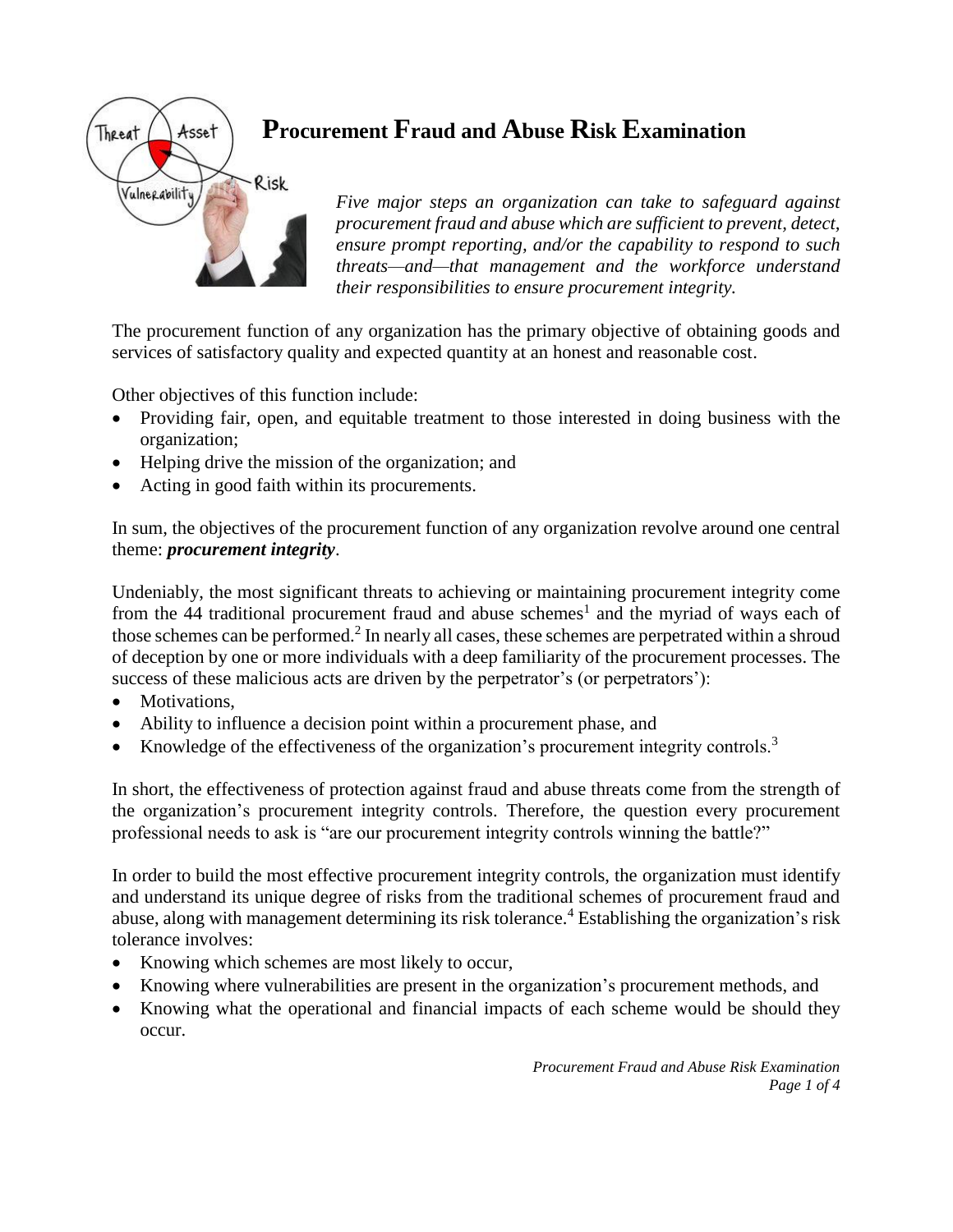# Procurement Fraud and Abuse Risk Examination

*Five major steps an organization can take to safeguard against procurement fraud and abuse which are sufficient to prevent, detect, ensure prompt reporting, and/or the capability to respond to such threats—and—that management and the workforce understand their responsibilities to ensure procurement integrity.*

The procurement function of any organization has the primary objective of obtaining goods and services of satisfactory quality and expected quantity at an honest and reasonable cost.

Other objectives of this function include:

- Providing fair, open, and equitable treatment to those interested in doing business with the organization;
- Helping drive the mission of the organization; and
- Acting in good faith within its procurements.

In sum, the objectives of the procurement function of any organization revolve around one central theme: ***procurement integrity***.

Undeniably, the most significant threats to achieving or maintaining procurement integrity come from the 44 traditional procurement fraud and abuse schemes[1] and the myriad of ways each of those schemes can be performed.[2] In nearly all cases, these schemes are perpetrated within a shroud of deception by one or more individuals with a deep familiarity of the procurement processes. The success of these malicious acts are driven by the perpetrator's (or perpetrators'):

- Motivations,
- Ability to influence a decision point within a procurement phase, and
- Knowledge of the effectiveness of the organization's procurement integrity controls.[3]

In short, the effectiveness of protection against fraud and abuse threats come from the strength of the organization's procurement integrity controls. Therefore, the question every procurement professional needs to ask is "are our procurement integrity controls winning the battle?"

In order to build the most effective procurement integrity controls, the organization must identify and understand its unique degree of risks from the traditional schemes of procurement fraud and abuse, along with management determining its risk tolerance.[4] Establishing the organization's risk tolerance involves:

- Knowing which schemes are most likely to occur,
- Knowing where vulnerabilities are present in the organization's procurement methods, and
- Knowing what the operational and financial impacts of each scheme would be should they occur.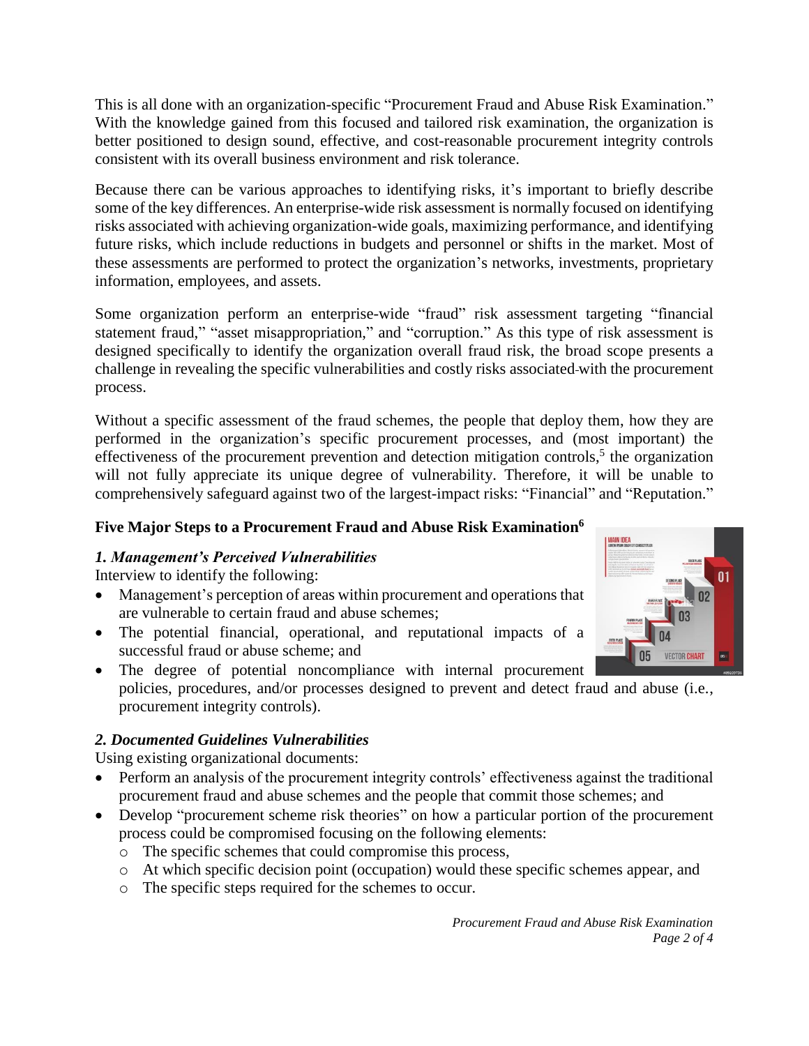This is all done with an organization-specific "Procurement Fraud and Abuse Risk Examination." With the knowledge gained from this focused and tailored risk examination, the organization is better positioned to design sound, effective, and cost-reasonable procurement integrity controls consistent with its overall business environment and risk tolerance.

Because there can be various approaches to identifying risks, it's important to briefly describe some of the key differences. An enterprise-wide risk assessment is normally focused on identifying risks associated with achieving organization-wide goals, maximizing performance, and identifying future risks, which include reductions in budgets and personnel or shifts in the market. Most of these assessments are performed to protect the organization's networks, investments, proprietary information, employees, and assets.

Some organization perform an enterprise-wide "fraud" risk assessment targeting "financial statement fraud," "asset misappropriation," and "corruption." As this type of risk assessment is designed specifically to identify the organization overall fraud risk, the broad scope presents a challenge in revealing the specific vulnerabilities and costly risks associated with the procurement process.

Without a specific assessment of the fraud schemes, the people that deploy them, how they are performed in the organization's specific procurement processes, and (most important) the effectiveness of the procurement prevention and detection mitigation controls,[5] the organization will not fully appreciate its unique degree of vulnerability. Therefore, it will be unable to comprehensively safeguard against two of the largest-impact risks: "Financial" and "Reputation."

**Five Major Steps to a Procurement Fraud and Abuse Risk Examination[6]**

***1. Management's Perceived Vulnerabilities***

Interview to identify the following:

- Management's perception of areas within procurement and operations that are vulnerable to certain fraud and abuse schemes;
- The potential financial, operational, and reputational impacts of a successful fraud or abuse scheme; and
- The degree of potential noncompliance with internal procurement policies, procedures, and/or processes designed to prevent and detect fraud and abuse (i.e., procurement integrity controls).

***2. Documented Guidelines Vulnerabilities***

Using existing organizational documents:

- Perform an analysis of the procurement integrity controls' effectiveness against the traditional procurement fraud and abuse schemes and the people that commit those schemes; and
- Develop "procurement scheme risk theories" on how a particular portion of the procurement process could be compromised focusing on the following elements:
  - The specific schemes that could compromise this process,
  - At which specific decision point (occupation) would these specific schemes appear, and
  - The specific steps required for the schemes to occur.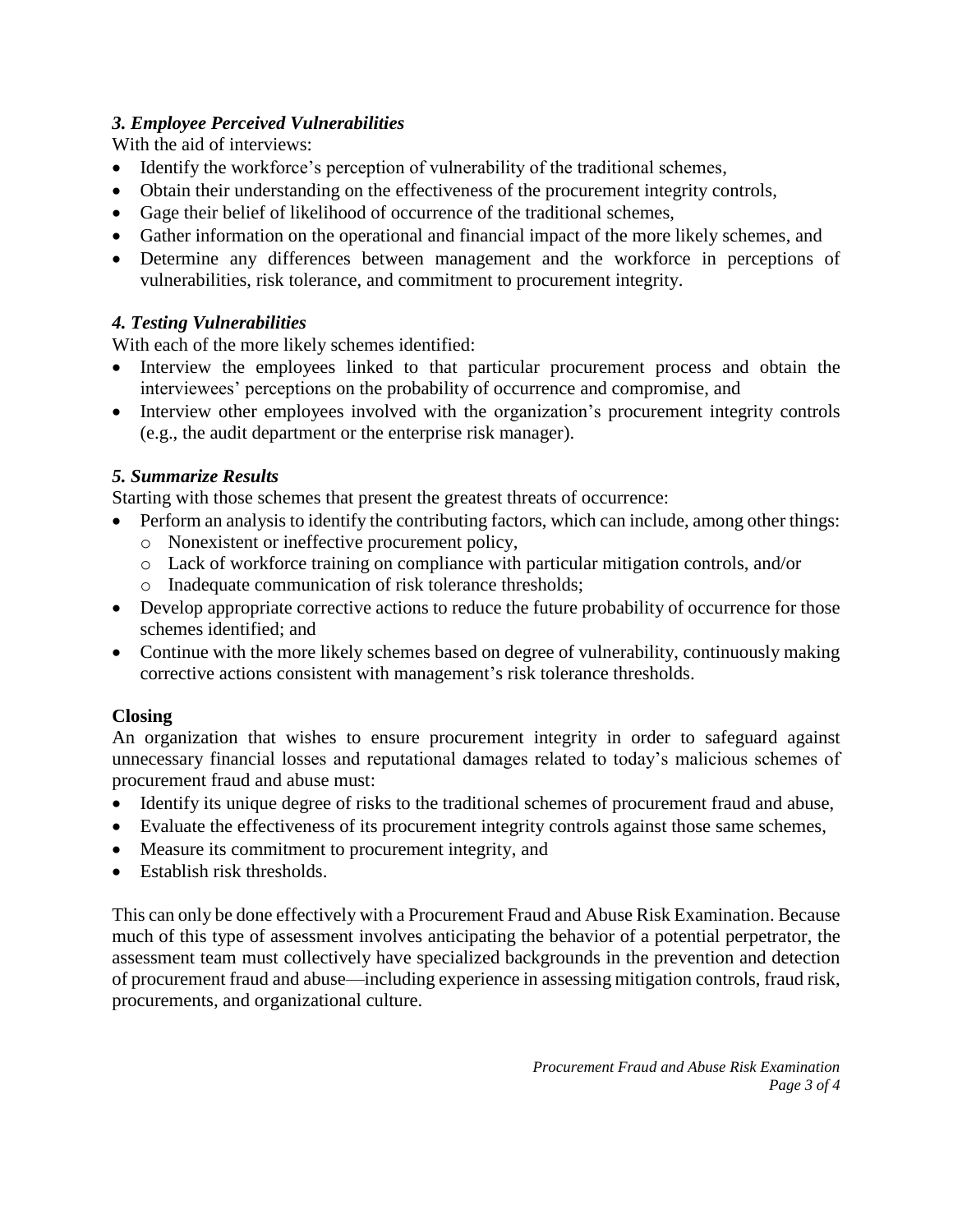### *3. Employee Perceived Vulnerabilities*

With the aid of interviews:

- Identify the workforce's perception of vulnerability of the traditional schemes,
- Obtain their understanding on the effectiveness of the procurement integrity controls,
- Gage their belief of likelihood of occurrence of the traditional schemes,
- Gather information on the operational and financial impact of the more likely schemes, and
- Determine any differences between management and the workforce in perceptions of vulnerabilities, risk tolerance, and commitment to procurement integrity.

### *4. Testing Vulnerabilities*

With each of the more likely schemes identified:

- Interview the employees linked to that particular procurement process and obtain the interviewees' perceptions on the probability of occurrence and compromise, and
- Interview other employees involved with the organization's procurement integrity controls (e.g., the audit department or the enterprise risk manager).

### *5. Summarize Results*

Starting with those schemes that present the greatest threats of occurrence:

- Perform an analysis to identify the contributing factors, which can include, among other things:
  - Nonexistent or ineffective procurement policy,
  - Lack of workforce training on compliance with particular mitigation controls, and/or
  - Inadequate communication of risk tolerance thresholds;
- Develop appropriate corrective actions to reduce the future probability of occurrence for those schemes identified; and
- Continue with the more likely schemes based on degree of vulnerability, continuously making corrective actions consistent with management's risk tolerance thresholds.

## **Closing**

An organization that wishes to ensure procurement integrity in order to safeguard against unnecessary financial losses and reputational damages related to today's malicious schemes of procurement fraud and abuse must:

- Identify its unique degree of risks to the traditional schemes of procurement fraud and abuse,
- Evaluate the effectiveness of its procurement integrity controls against those same schemes,
- Measure its commitment to procurement integrity, and
- Establish risk thresholds.

This can only be done effectively with a Procurement Fraud and Abuse Risk Examination. Because much of this type of assessment involves anticipating the behavior of a potential perpetrator, the assessment team must collectively have specialized backgrounds in the prevention and detection of procurement fraud and abuse—including experience in assessing mitigation controls, fraud risk, procurements, and organizational culture.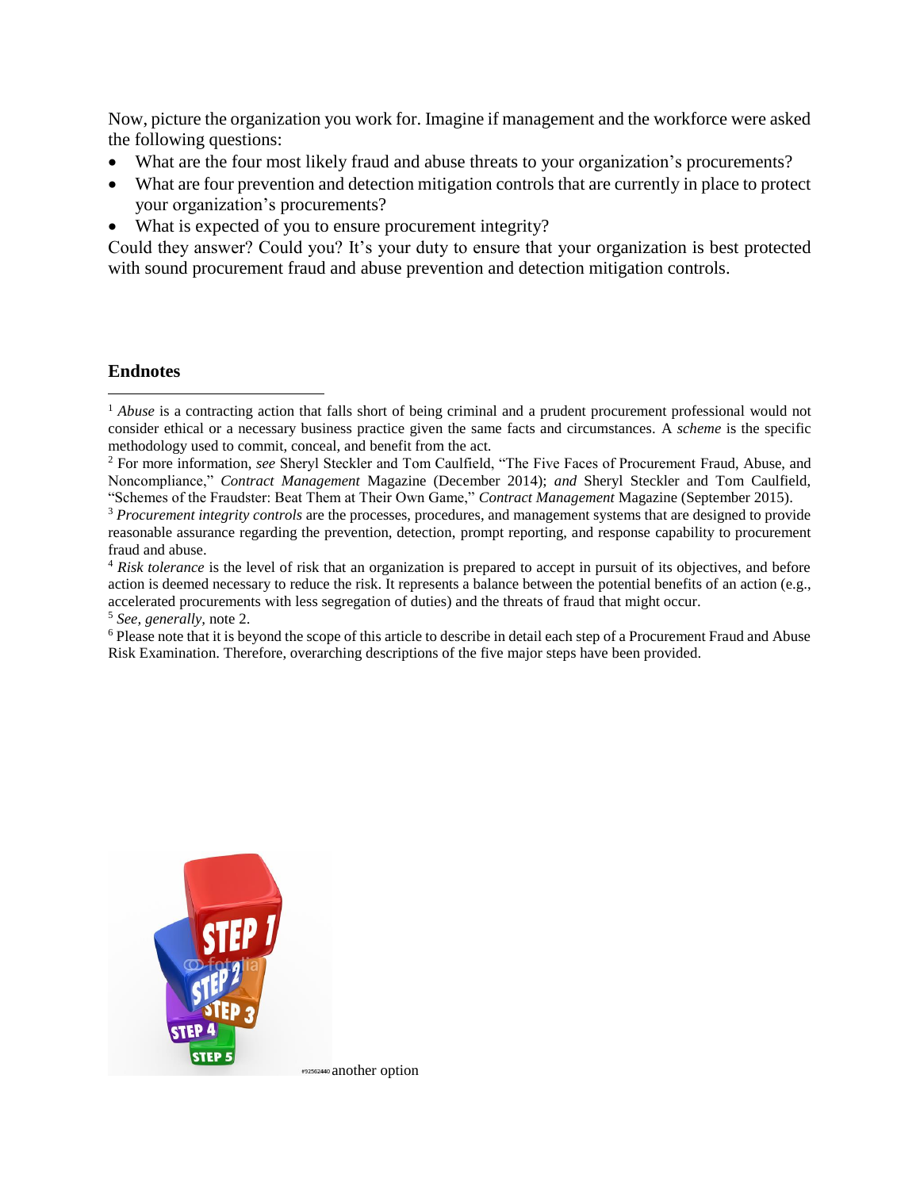Now, picture the organization you work for. Imagine if management and the workforce were asked the following questions:

- What are the four most likely fraud and abuse threats to your organization's procurements?
- What are four prevention and detection mitigation controls that are currently in place to protect your organization's procurements?
- What is expected of you to ensure procurement integrity?

Could they answer? Could you? It's your duty to ensure that your organization is best protected with sound procurement fraud and abuse prevention and detection mitigation controls.

## Endnotes

[1] *Abuse* is a contracting action that falls short of being criminal and a prudent procurement professional would not consider ethical or a necessary business practice given the same facts and circumstances. A *scheme* is the specific methodology used to commit, conceal, and benefit from the act.

[2] For more information, *see* Sheryl Steckler and Tom Caulfield, "The Five Faces of Procurement Fraud, Abuse, and Noncompliance," *Contract Management* Magazine (December 2014); *and* Sheryl Steckler and Tom Caulfield, "Schemes of the Fraudster: Beat Them at Their Own Game," *Contract Management* Magazine (September 2015).

[3] *Procurement integrity controls* are the processes, procedures, and management systems that are designed to provide reasonable assurance regarding the prevention, detection, prompt reporting, and response capability to procurement fraud and abuse.

[4] *Risk tolerance* is the level of risk that an organization is prepared to accept in pursuit of its objectives, and before action is deemed necessary to reduce the risk. It represents a balance between the potential benefits of an action (e.g., accelerated procurements with less segregation of duties) and the threats of fraud that might occur.

[5] *See, generally,* note 2.

[6] Please note that it is beyond the scope of this article to describe in detail each step of a Procurement Fraud and Abuse Risk Examination. Therefore, overarching descriptions of the five major steps have been provided.

#92562440 another option